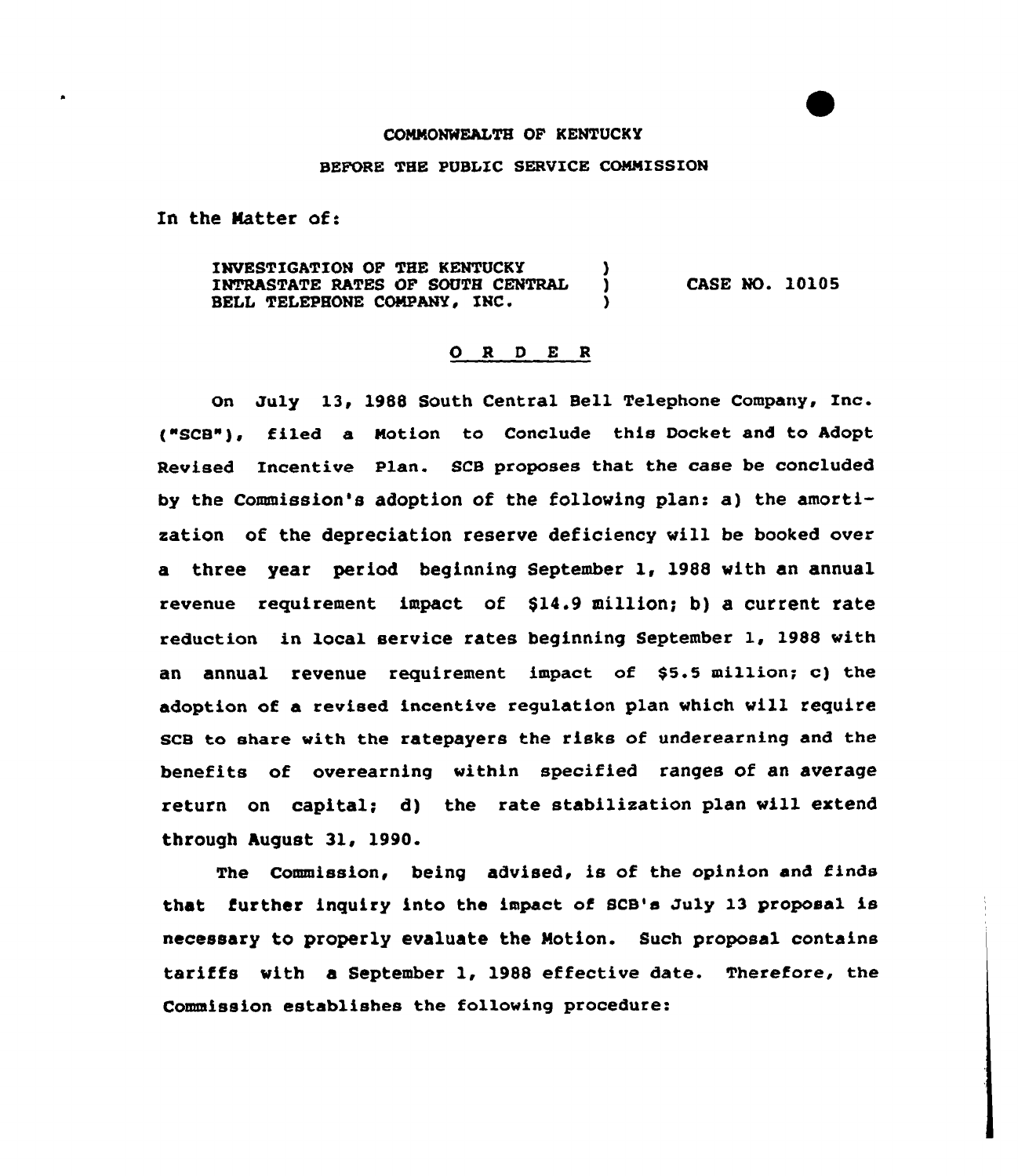COMMONWEALTH OF KENTUCKY

BEFORE THE PUBLIC SERVICE COMMISSION

In the Matter of:

INVESTIGATION OF THE KENTUCKY INTRASTATE RATES OF SOUTH CENTRAL BELL TELEPHONE COMPANY, INC. ) CASE NO. 10105

## O R D E R

On July 13, 1988 South Central Bell Telephone Company, Inc. ("SCB"), filed a Motion to Conclude this Docket and to Adopt Revised Incentive Plan. SCB proposes that the case be concluded by the Commission's adoption of the following plan: a) the amortization of the depreciation reserve deficiency will be booked over a three year period beginning September 1, 1988 with an annual revenue requirement impact of $14.9 million; b) a current rate reduction in local service rates beginning September 1, 1988 with an annual revenue requirement impact of $5.5 million; c) the adoption of a revised incentive regulation plan which will require SCB to share with the ratepayers the risks of underearning and the benefits of overearning within specified ranges of an average return on capital; d) the rate stabilization plan will extend through August 31, 1990.

The Commission, being advised, is of the opinion and finds that further inquiry into the impact of SCB's July 13 proposal is necessary to properly evaluate the Motion. Such proposal contains tariffs with a September 1, 1988 effective date. Therefore, the Commission establishes the following procedure: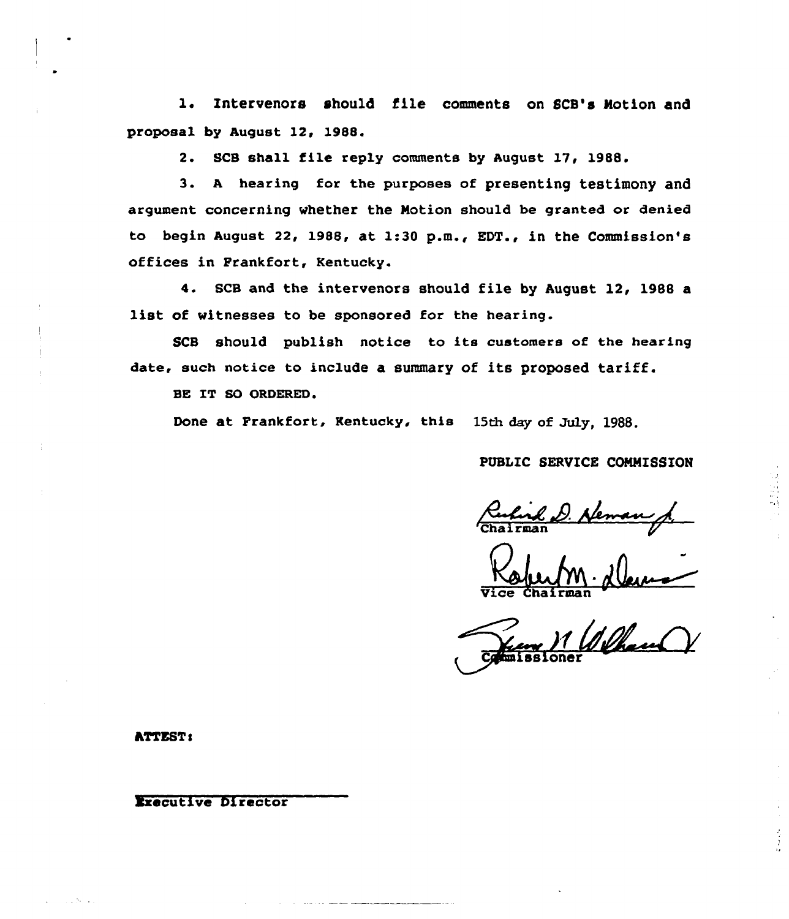1. Intervenors should file comments on SCB's Motion and proposal by August 12, 1988.

2. SCB shall file reply comments by August 17, 1988.

3. A hearing for the purposes of presenting testimony and argument concerning whether the Motion should be granted or denied to begin August 22, 1988, at 1:30 p.m., EDT., in the Commission's offices in Frankfort, Kentucky.

4. SCB and the intervenors should file by August 12, 1988 a list of witnesses to be sponsored for the hearing.

SCB should publish notice to its customers of the hearing date, such notice to include a summary of its proposed tariff.

BE IT SO ORDERED.

Done at Frankfort, Kentucky, this 15th day of July, 1988.

PUBLIC SERVICE COMMISSION

Chairman

Vice Chairman

Commissioner

ATTEST:

Executive Director